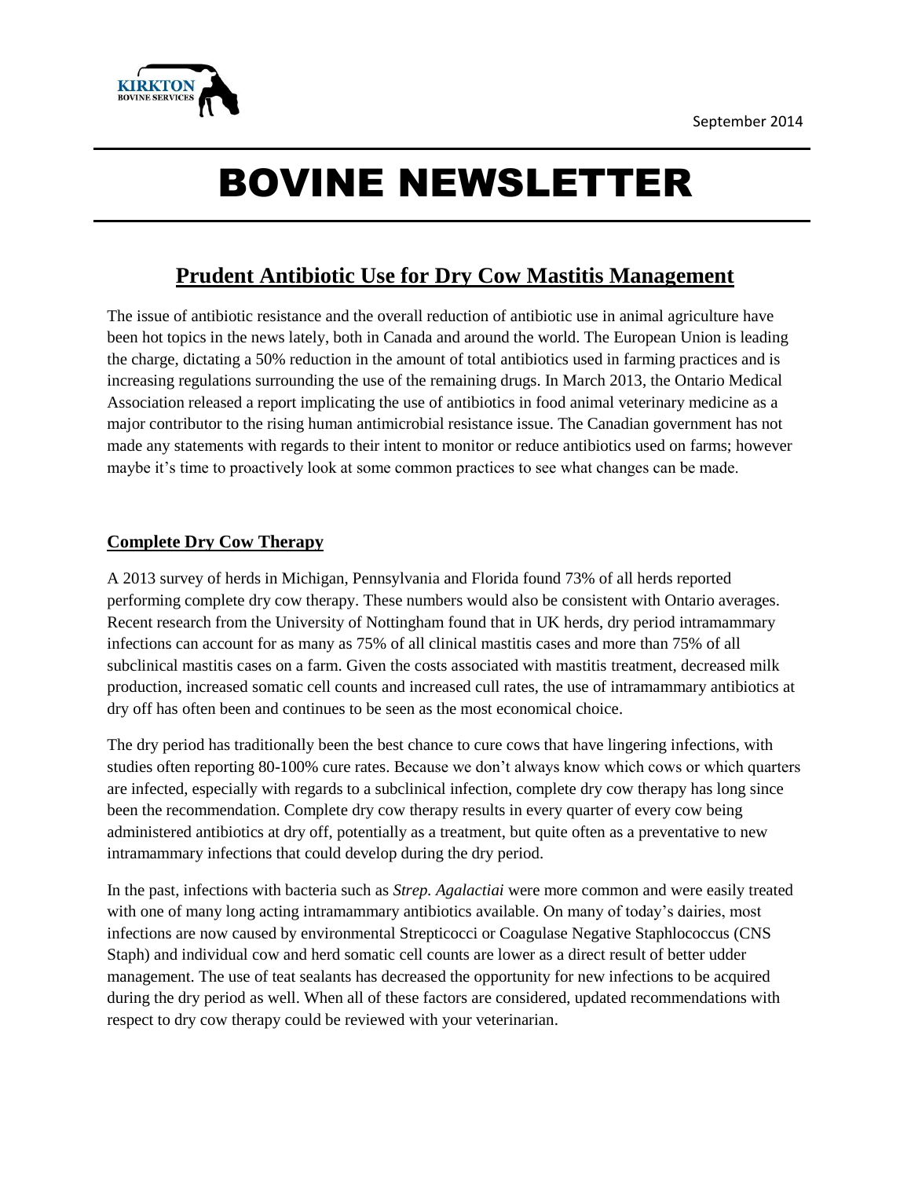September 2014

# BOVINE NEWSLETTER

## Prudent Antibiotic Use for Dry Cow Mastitis Management

The issue of antibiotic resistance and the overall reduction of antibiotic use in animal agriculture have been hot topics in the news lately, both in Canada and around the world. The European Union is leading the charge, dictating a 50% reduction in the amount of total antibiotics used in farming practices and is increasing regulations surrounding the use of the remaining drugs. In March 2013, the Ontario Medical Association released a report implicating the use of antibiotics in food animal veterinary medicine as a major contributor to the rising human antimicrobial resistance issue. The Canadian government has not made any statements with regards to their intent to monitor or reduce antibiotics used on farms; however maybe it's time to proactively look at some common practices to see what changes can be made.

### Complete Dry Cow Therapy

A 2013 survey of herds in Michigan, Pennsylvania and Florida found 73% of all herds reported performing complete dry cow therapy. These numbers would also be consistent with Ontario averages. Recent research from the University of Nottingham found that in UK herds, dry period intramammary infections can account for as many as 75% of all clinical mastitis cases and more than 75% of all subclinical mastitis cases on a farm. Given the costs associated with mastitis treatment, decreased milk production, increased somatic cell counts and increased cull rates, the use of intramammary antibiotics at dry off has often been and continues to be seen as the most economical choice.

The dry period has traditionally been the best chance to cure cows that have lingering infections, with studies often reporting 80-100% cure rates. Because we don't always know which cows or which quarters are infected, especially with regards to a subclinical infection, complete dry cow therapy has long since been the recommendation. Complete dry cow therapy results in every quarter of every cow being administered antibiotics at dry off, potentially as a treatment, but quite often as a preventative to new intramammary infections that could develop during the dry period.

In the past, infections with bacteria such as *Strep. Agalactiai* were more common and were easily treated with one of many long acting intramammary antibiotics available. On many of today's dairies, most infections are now caused by environmental Strepticocci or Coagulase Negative Staphlococcus (CNS Staph) and individual cow and herd somatic cell counts are lower as a direct result of better udder management. The use of teat sealants has decreased the opportunity for new infections to be acquired during the dry period as well. When all of these factors are considered, updated recommendations with respect to dry cow therapy could be reviewed with your veterinarian.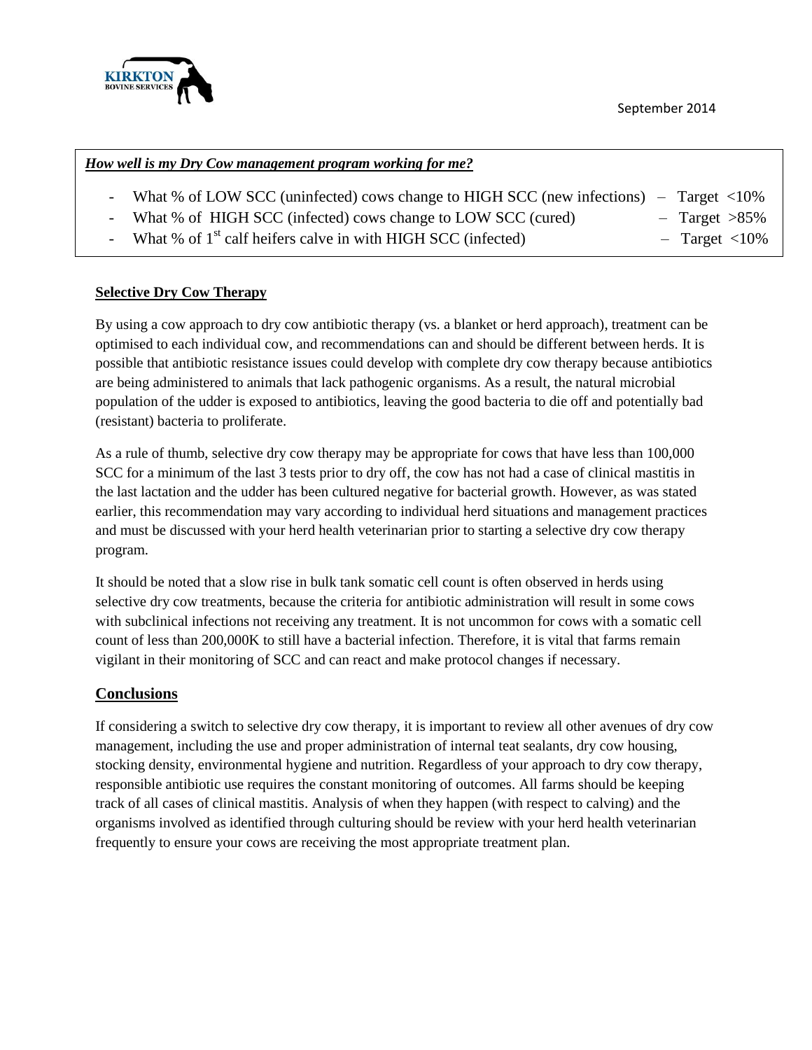*How well is my Dry Cow management program working for me?*

- What % of LOW SCC (uninfected) cows change to HIGH SCC (new infections) – Target <10%
- What % of HIGH SCC (infected) cows change to LOW SCC (cured) – Target >85%
- What % of 1st calf heifers calve in with HIGH SCC (infected) – Target <10%

## Selective Dry Cow Therapy

By using a cow approach to dry cow antibiotic therapy (vs. a blanket or herd approach), treatment can be optimised to each individual cow, and recommendations can and should be different between herds. It is possible that antibiotic resistance issues could develop with complete dry cow therapy because antibiotics are being administered to animals that lack pathogenic organisms. As a result, the natural microbial population of the udder is exposed to antibiotics, leaving the good bacteria to die off and potentially bad (resistant) bacteria to proliferate.

As a rule of thumb, selective dry cow therapy may be appropriate for cows that have less than 100,000 SCC for a minimum of the last 3 tests prior to dry off, the cow has not had a case of clinical mastitis in the last lactation and the udder has been cultured negative for bacterial growth. However, as was stated earlier, this recommendation may vary according to individual herd situations and management practices and must be discussed with your herd health veterinarian prior to starting a selective dry cow therapy program.

It should be noted that a slow rise in bulk tank somatic cell count is often observed in herds using selective dry cow treatments, because the criteria for antibiotic administration will result in some cows with subclinical infections not receiving any treatment. It is not uncommon for cows with a somatic cell count of less than 200,000K to still have a bacterial infection. Therefore, it is vital that farms remain vigilant in their monitoring of SCC and can react and make protocol changes if necessary.

## Conclusions

If considering a switch to selective dry cow therapy, it is important to review all other avenues of dry cow management, including the use and proper administration of internal teat sealants, dry cow housing, stocking density, environmental hygiene and nutrition. Regardless of your approach to dry cow therapy, responsible antibiotic use requires the constant monitoring of outcomes. All farms should be keeping track of all cases of clinical mastitis. Analysis of when they happen (with respect to calving) and the organisms involved as identified through culturing should be review with your herd health veterinarian frequently to ensure your cows are receiving the most appropriate treatment plan.